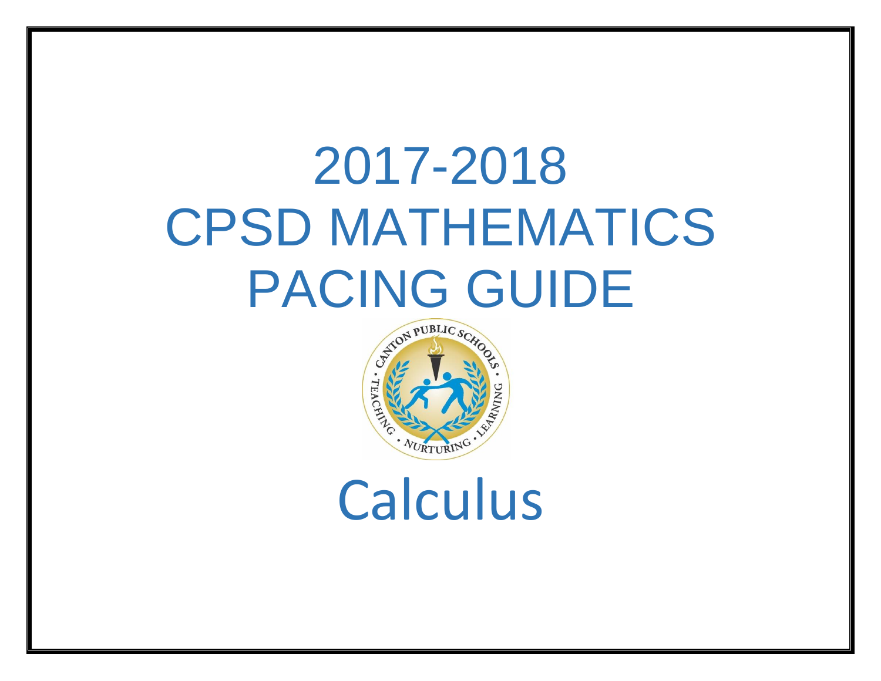# 2017-2018
# CPSD MATHEMATICS
# PACING GUIDE

CANTON PUBLIC SCHOOLS • TEACHING • NURTURING • LEARNING

# Calculus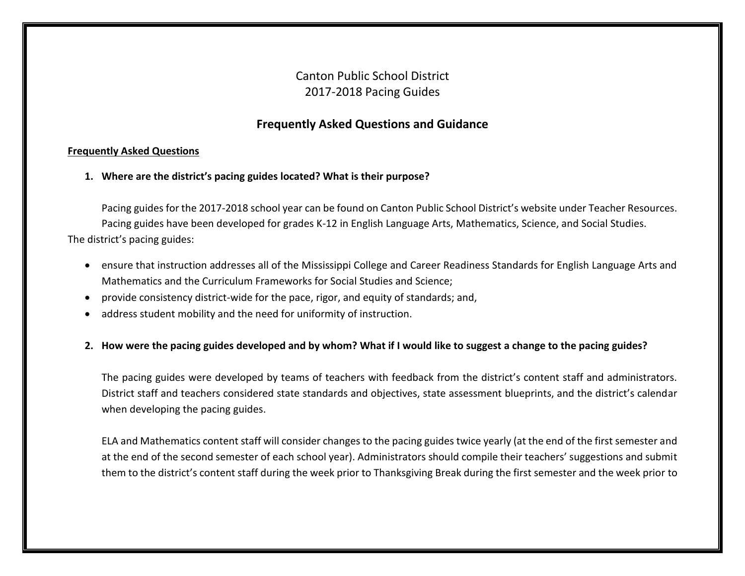Canton Public School District
2017-2018 Pacing Guides

## Frequently Asked Questions and Guidance

**Frequently Asked Questions**

1. **Where are the district's pacing guides located? What is their purpose?**

   Pacing guides for the 2017-2018 school year can be found on Canton Public School District's website under Teacher Resources. Pacing guides have been developed for grades K-12 in English Language Arts, Mathematics, Science, and Social Studies.

The district's pacing guides:

- ensure that instruction addresses all of the Mississippi College and Career Readiness Standards for English Language Arts and Mathematics and the Curriculum Frameworks for Social Studies and Science;
- provide consistency district-wide for the pace, rigor, and equity of standards; and,
- address student mobility and the need for uniformity of instruction.

2. **How were the pacing guides developed and by whom? What if I would like to suggest a change to the pacing guides?**

   The pacing guides were developed by teams of teachers with feedback from the district's content staff and administrators. District staff and teachers considered state standards and objectives, state assessment blueprints, and the district's calendar when developing the pacing guides.

   ELA and Mathematics content staff will consider changes to the pacing guides twice yearly (at the end of the first semester and at the end of the second semester of each school year). Administrators should compile their teachers' suggestions and submit them to the district's content staff during the week prior to Thanksgiving Break during the first semester and the week prior to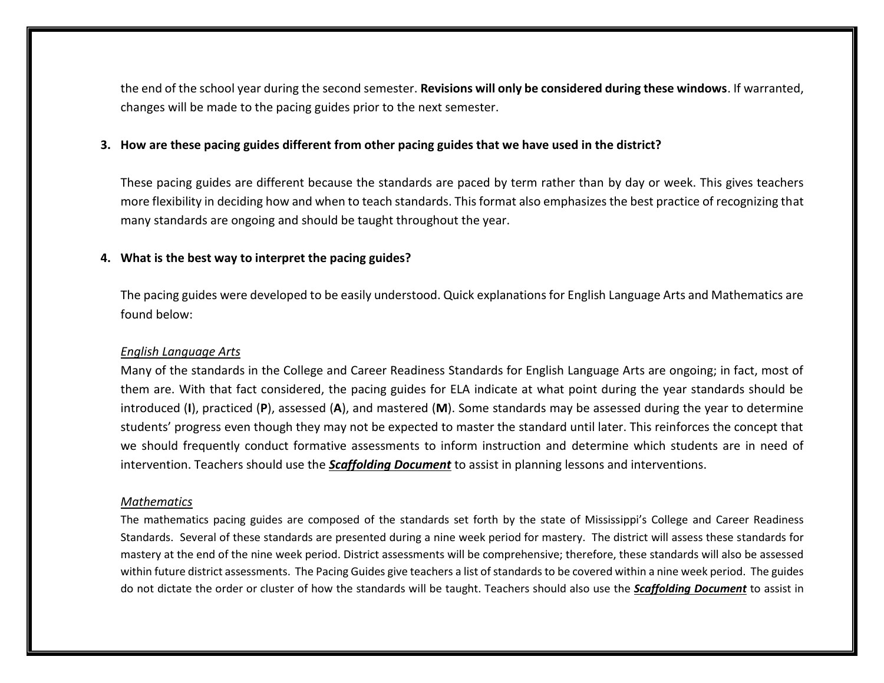the end of the school year during the second semester. **Revisions will only be considered during these windows**. If warranted, changes will be made to the pacing guides prior to the next semester.

**3. How are these pacing guides different from other pacing guides that we have used in the district?**

These pacing guides are different because the standards are paced by term rather than by day or week. This gives teachers more flexibility in deciding how and when to teach standards. This format also emphasizes the best practice of recognizing that many standards are ongoing and should be taught throughout the year.

**4. What is the best way to interpret the pacing guides?**

The pacing guides were developed to be easily understood. Quick explanations for English Language Arts and Mathematics are found below:

*English Language Arts*

Many of the standards in the College and Career Readiness Standards for English Language Arts are ongoing; in fact, most of them are. With that fact considered, the pacing guides for ELA indicate at what point during the year standards should be introduced (**I**), practiced (**P**), assessed (**A**), and mastered (**M**). Some standards may be assessed during the year to determine students' progress even though they may not be expected to master the standard until later. This reinforces the concept that we should frequently conduct formative assessments to inform instruction and determine which students are in need of intervention. Teachers should use the ***Scaffolding Document*** to assist in planning lessons and interventions.

*Mathematics*

The mathematics pacing guides are composed of the standards set forth by the state of Mississippi's College and Career Readiness Standards. Several of these standards are presented during a nine week period for mastery. The district will assess these standards for mastery at the end of the nine week period. District assessments will be comprehensive; therefore, these standards will also be assessed within future district assessments. The Pacing Guides give teachers a list of standards to be covered within a nine week period. The guides do not dictate the order or cluster of how the standards will be taught. Teachers should also use the ***Scaffolding Document*** to assist in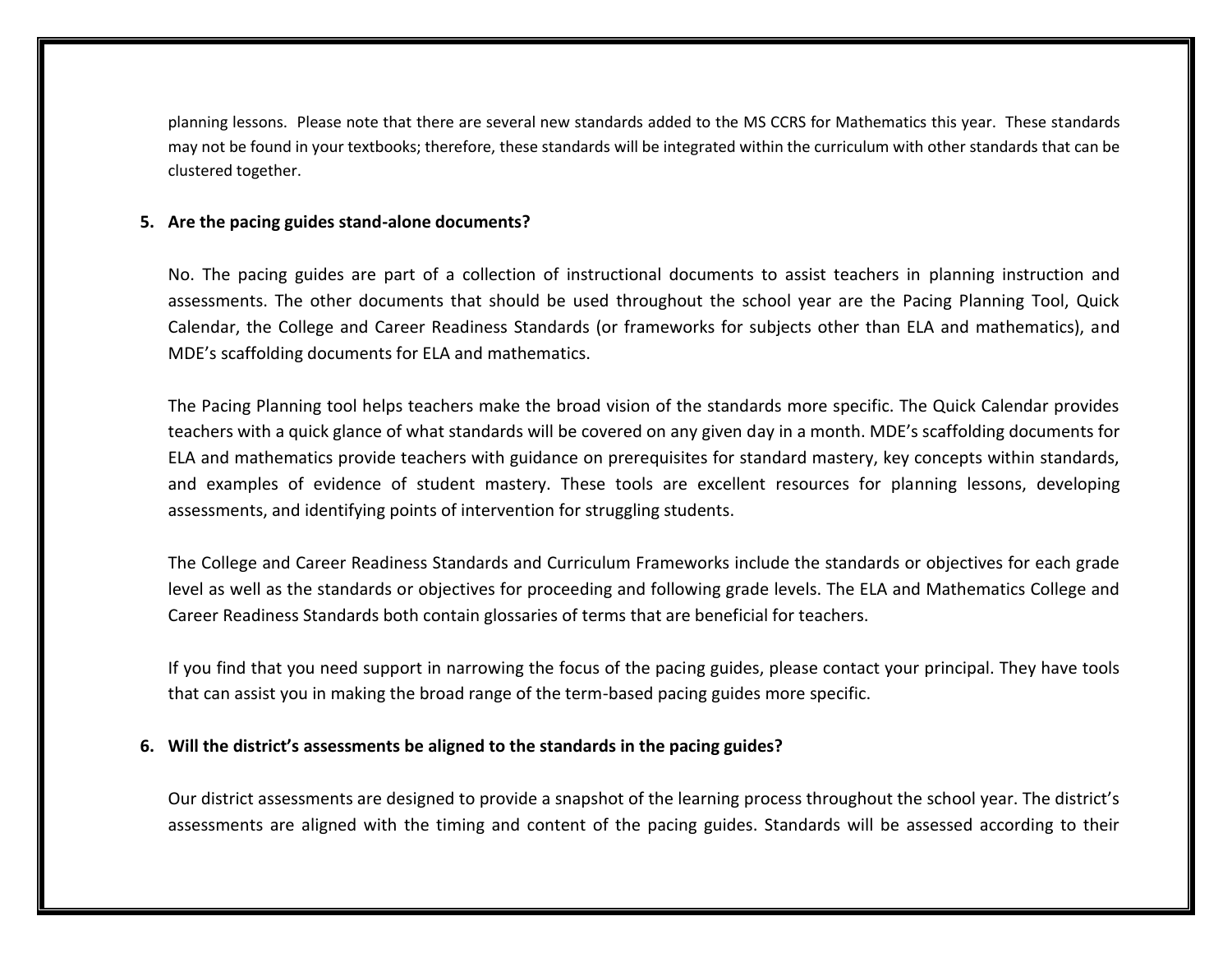planning lessons. Please note that there are several new standards added to the MS CCRS for Mathematics this year. These standards may not be found in your textbooks; therefore, these standards will be integrated within the curriculum with other standards that can be clustered together.

**5. Are the pacing guides stand-alone documents?**

No. The pacing guides are part of a collection of instructional documents to assist teachers in planning instruction and assessments. The other documents that should be used throughout the school year are the Pacing Planning Tool, Quick Calendar, the College and Career Readiness Standards (or frameworks for subjects other than ELA and mathematics), and MDE's scaffolding documents for ELA and mathematics.

The Pacing Planning tool helps teachers make the broad vision of the standards more specific. The Quick Calendar provides teachers with a quick glance of what standards will be covered on any given day in a month. MDE's scaffolding documents for ELA and mathematics provide teachers with guidance on prerequisites for standard mastery, key concepts within standards, and examples of evidence of student mastery. These tools are excellent resources for planning lessons, developing assessments, and identifying points of intervention for struggling students.

The College and Career Readiness Standards and Curriculum Frameworks include the standards or objectives for each grade level as well as the standards or objectives for proceeding and following grade levels. The ELA and Mathematics College and Career Readiness Standards both contain glossaries of terms that are beneficial for teachers.

If you find that you need support in narrowing the focus of the pacing guides, please contact your principal. They have tools that can assist you in making the broad range of the term-based pacing guides more specific.

**6. Will the district's assessments be aligned to the standards in the pacing guides?**

Our district assessments are designed to provide a snapshot of the learning process throughout the school year. The district's assessments are aligned with the timing and content of the pacing guides. Standards will be assessed according to their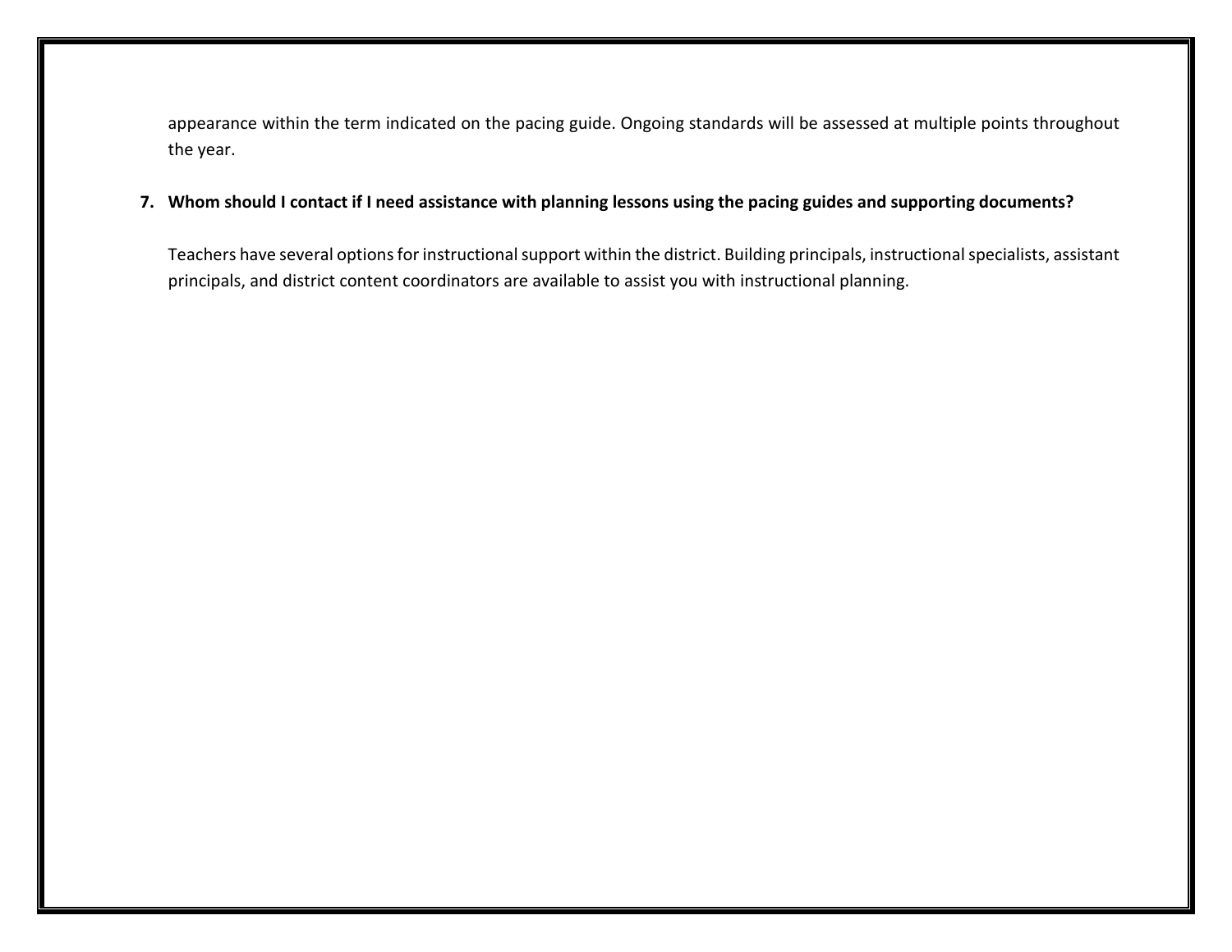appearance within the term indicated on the pacing guide. Ongoing standards will be assessed at multiple points throughout the year.

7. **Whom should I contact if I need assistance with planning lessons using the pacing guides and supporting documents?**

   Teachers have several options for instructional support within the district. Building principals, instructional specialists, assistant principals, and district content coordinators are available to assist you with instructional planning.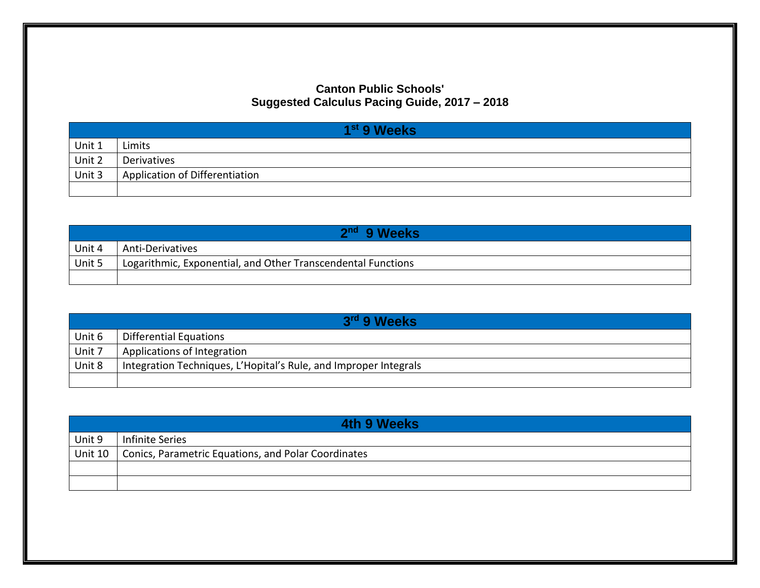**Canton Public Schools'**
**Suggested Calculus Pacing Guide, 2017 – 2018**

| 1st 9 Weeks | |
|---|---|
| Unit 1 | Limits |
| Unit 2 | Derivatives |
| Unit 3 | Application of Differentiation |
| | |

| 2nd 9 Weeks | |
|---|---|
| Unit 4 | Anti-Derivatives |
| Unit 5 | Logarithmic, Exponential, and Other Transcendental Functions |
| | |

| 3rd 9 Weeks | |
|---|---|
| Unit 6 | Differential Equations |
| Unit 7 | Applications of Integration |
| Unit 8 | Integration Techniques, L'Hopital's Rule, and Improper Integrals |
| | |

| 4th 9 Weeks | |
|---|---|
| Unit 9 | Infinite Series |
| Unit 10 | Conics, Parametric Equations, and Polar Coordinates |
| | |
| | |